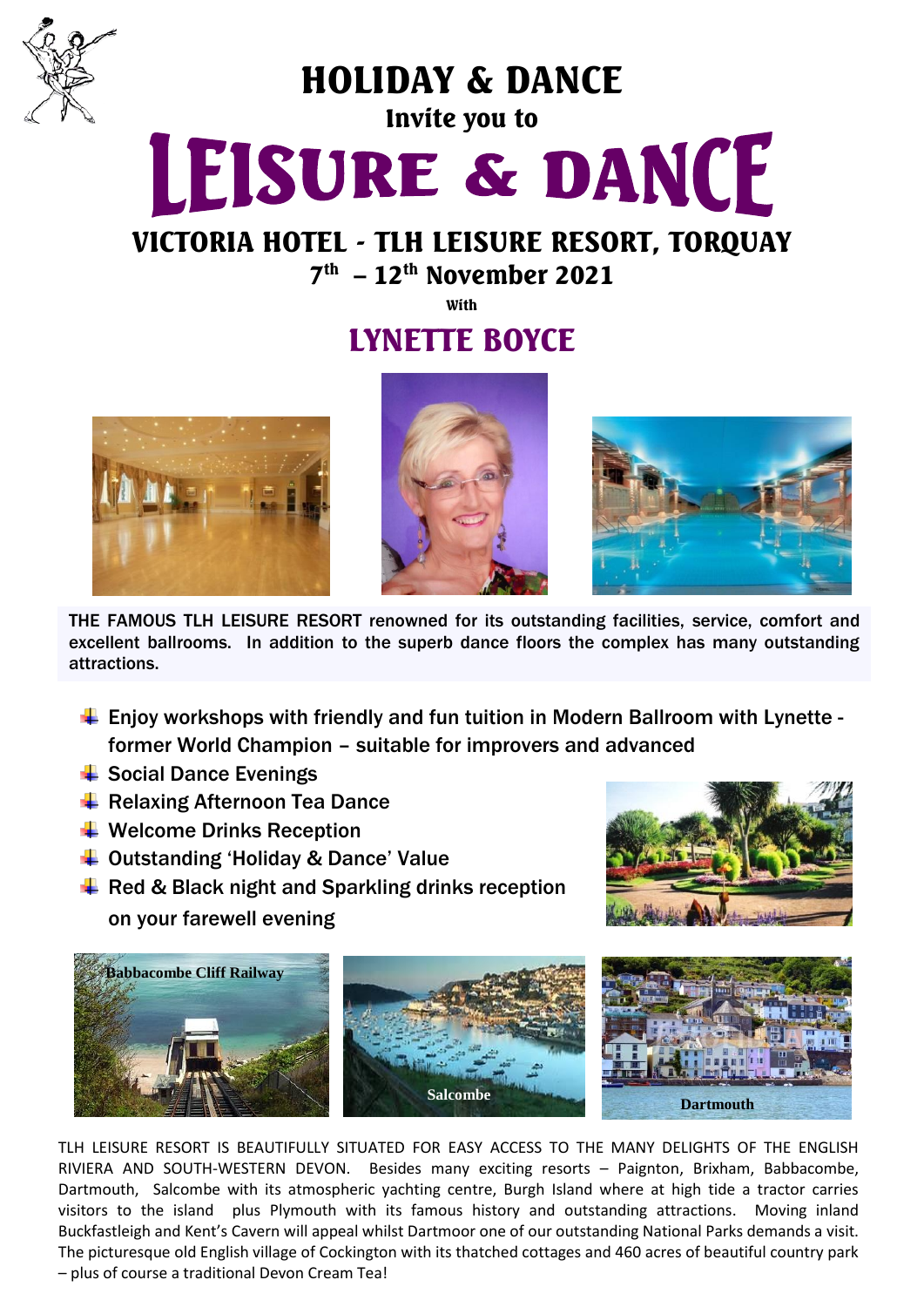# HOLIDAY & DANCE

### Invite you to

# LEISURE & DANCE

## VICTORIA HOTEL - TLH LEISURE RESORT, TORQUAY

### 7th – 12th November 2021

With

## LYNETTE BOYCE

THE FAMOUS TLH LEISURE RESORT renowned for its outstanding facilities, service, comfort and excellent ballrooms. In addition to the superb dance floors the complex has many outstanding attractions.

- Enjoy workshops with friendly and fun tuition in Modern Ballroom with Lynette - former World Champion – suitable for improvers and advanced
- Social Dance Evenings
- Relaxing Afternoon Tea Dance
- Welcome Drinks Reception
- Outstanding 'Holiday & Dance' Value
- Red & Black night and Sparkling drinks reception on your farewell evening

Babbacombe Cliff Railway

Salcombe

Dartmouth

TLH LEISURE RESORT IS BEAUTIFULLY SITUATED FOR EASY ACCESS TO THE MANY DELIGHTS OF THE ENGLISH RIVIERA AND SOUTH-WESTERN DEVON. Besides many exciting resorts – Paignton, Brixham, Babbacombe, Dartmouth, Salcombe with its atmospheric yachting centre, Burgh Island where at high tide a tractor carries visitors to the island plus Plymouth with its famous history and outstanding attractions. Moving inland Buckfastleigh and Kent's Cavern will appeal whilst Dartmoor one of our outstanding National Parks demands a visit. The picturesque old English village of Cockington with its thatched cottages and 460 acres of beautiful country park – plus of course a traditional Devon Cream Tea!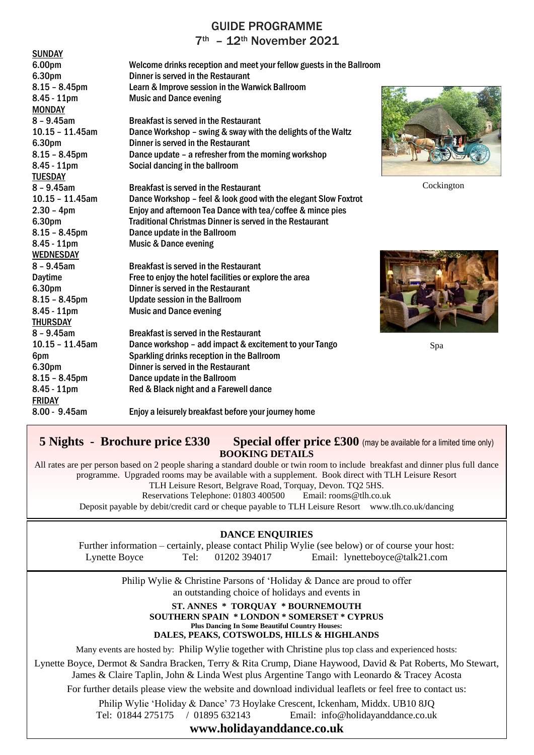# GUIDE PROGRAMME

## 7th – 12th November 2021

**SUNDAY**

6.00pm Welcome drinks reception and meet your fellow guests in the Ballroom
6.30pm Dinner is served in the Restaurant
8.15 – 8.45pm Learn & Improve session in the Warwick Ballroom
8.45 - 11pm Music and Dance evening

**MONDAY**

8 – 9.45am Breakfast is served in the Restaurant
10.15 – 11.45am Dance Workshop – swing & sway with the delights of the Waltz
6.30pm Dinner is served in the Restaurant
8.15 – 8.45pm Dance update – a refresher from the morning workshop
8.45 - 11pm Social dancing in the ballroom

**TUESDAY**

8 – 9.45am Breakfast is served in the Restaurant
10.15 – 11.45am Dance Workshop – feel & look good with the elegant Slow Foxtrot
2.30 – 4pm Enjoy and afternoon Tea Dance with tea/coffee & mince pies
6.30pm Traditional Christmas Dinner is served in the Restaurant
8.15 – 8.45pm Dance update in the Ballroom
8.45 - 11pm Music & Dance evening

**WEDNESDAY**

8 – 9.45am Breakfast is served in the Restaurant
Daytime Free to enjoy the hotel facilities or explore the area
6.30pm Dinner is served in the Restaurant
8.15 – 8.45pm Update session in the Ballroom
8.45 - 11pm Music and Dance evening

**THURSDAY**

8 – 9.45am Breakfast is served in the Restaurant
10.15 – 11.45am Dance workshop – add impact & excitement to your Tango
6pm Sparkling drinks reception in the Ballroom
6.30pm Dinner is served in the Restaurant
8.15 – 8.45pm Dance update in the Ballroom
8.45 - 11pm Red & Black night and a Farewell dance

**FRIDAY**

8.00 - 9.45am Enjoy a leisurely breakfast before your journey home

Cockington

Spa

**5 Nights - Brochure price £330** **Special offer price £300** (may be available for a limited time only)

**BOOKING DETAILS**

All rates are per person based on 2 people sharing a standard double or twin room to include breakfast and dinner plus full dance programme. Upgraded rooms may be available with a supplement. Book direct with TLH Leisure Resort

TLH Leisure Resort, Belgrave Road, Torquay, Devon. TQ2 5HS.
Reservations Telephone: 01803 400500 Email: rooms@tlh.co.uk
Deposit payable by debit/credit card or cheque payable to TLH Leisure Resort www.tlh.co.uk/dancing

**DANCE ENQUIRIES**

Further information – certainly, please contact Philip Wylie (see below) or of course your host:
Lynette Boyce Tel: 01202 394017 Email: lynetteboyce@talk21.com

Philip Wylie & Christine Parsons of 'Holiday & Dance are proud to offer an outstanding choice of holidays and events in

**ST. ANNES * TORQUAY * BOURNEMOUTH**
**SOUTHERN SPAIN * LONDON * SOMERSET * CYPRUS**
**Plus Dancing In Some Beautiful Country Houses:**
**DALES, PEAKS, COTSWOLDS, HILLS & HIGHLANDS**

Many events are hosted by: Philip Wylie together with Christine plus top class and experienced hosts:

Lynette Boyce, Dermot & Sandra Bracken, Terry & Rita Crump, Diane Haywood, David & Pat Roberts, Mo Stewart, James & Claire Taplin, John & Linda West plus Argentine Tango with Leonardo & Tracey Acosta

For further details please view the website and download individual leaflets or feel free to contact us:

Philip Wylie 'Holiday & Dance' 73 Hoylake Crescent, Ickenham, Middx. UB10 8JQ
Tel: 01844 275175 / 01895 632143 Email: info@holidayanddance.co.uk

**www.holidayanddance.co.uk**